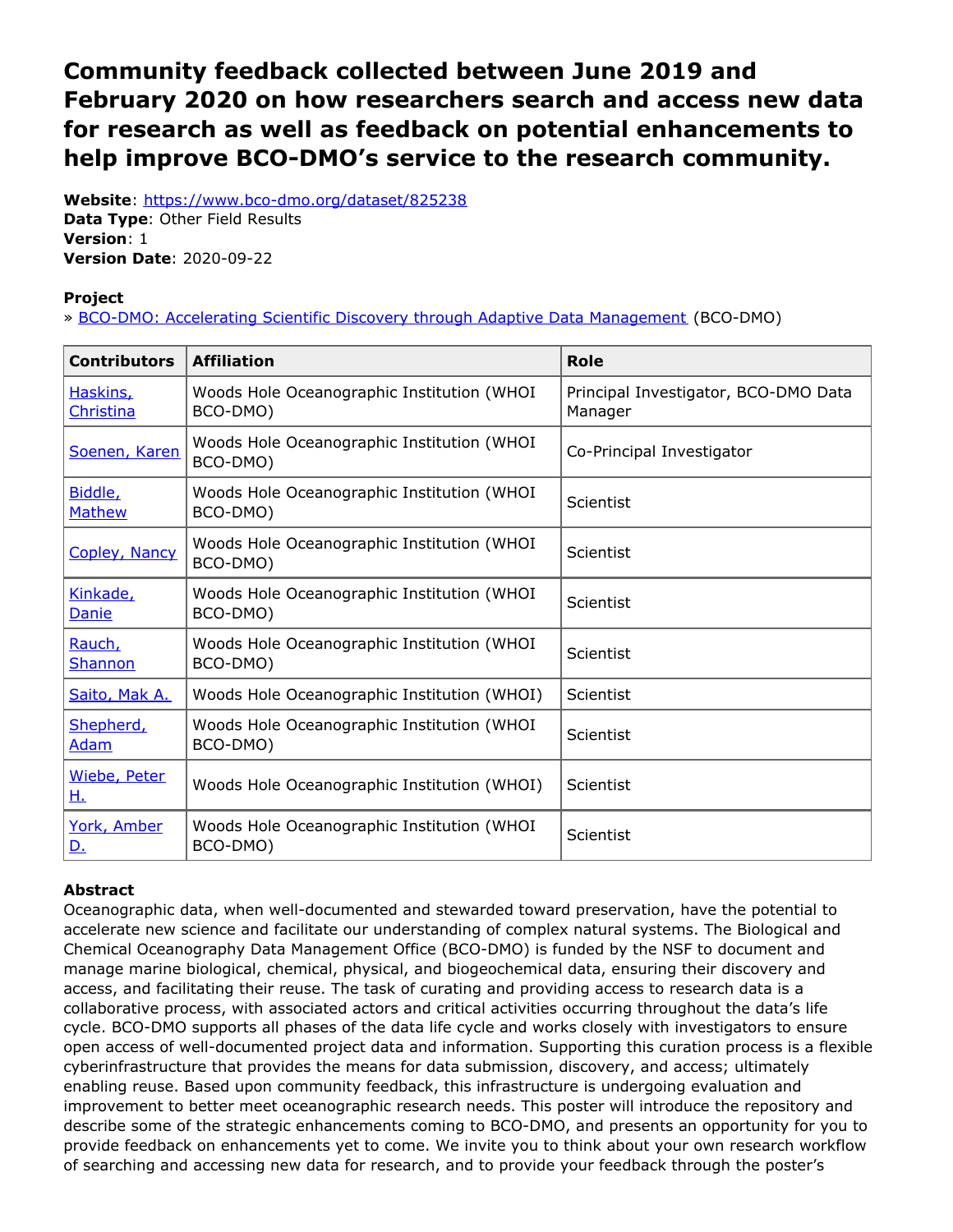# Community feedback collected between June 2019 and February 2020 on how researchers search and access new data for research as well as feedback on potential enhancements to help improve BCO-DMO's service to the research community.

**Website**: https://www.bco-dmo.org/dataset/825238
**Data Type**: Other Field Results
**Version**: 1
**Version Date**: 2020-09-22

**Project**
» BCO-DMO: Accelerating Scientific Discovery through Adaptive Data Management (BCO-DMO)

| Contributors | Affiliation | Role |
| --- | --- | --- |
| Haskins, Christina | Woods Hole Oceanographic Institution (WHOI BCO-DMO) | Principal Investigator, BCO-DMO Data Manager |
| Soenen, Karen | Woods Hole Oceanographic Institution (WHOI BCO-DMO) | Co-Principal Investigator |
| Biddle, Mathew | Woods Hole Oceanographic Institution (WHOI BCO-DMO) | Scientist |
| Copley, Nancy | Woods Hole Oceanographic Institution (WHOI BCO-DMO) | Scientist |
| Kinkade, Danie | Woods Hole Oceanographic Institution (WHOI BCO-DMO) | Scientist |
| Rauch, Shannon | Woods Hole Oceanographic Institution (WHOI BCO-DMO) | Scientist |
| Saito, Mak A. | Woods Hole Oceanographic Institution (WHOI) | Scientist |
| Shepherd, Adam | Woods Hole Oceanographic Institution (WHOI BCO-DMO) | Scientist |
| Wiebe, Peter H. | Woods Hole Oceanographic Institution (WHOI) | Scientist |
| York, Amber D. | Woods Hole Oceanographic Institution (WHOI BCO-DMO) | Scientist |

**Abstract**
Oceanographic data, when well-documented and stewarded toward preservation, have the potential to accelerate new science and facilitate our understanding of complex natural systems. The Biological and Chemical Oceanography Data Management Office (BCO-DMO) is funded by the NSF to document and manage marine biological, chemical, physical, and biogeochemical data, ensuring their discovery and access, and facilitating their reuse. The task of curating and providing access to research data is a collaborative process, with associated actors and critical activities occurring throughout the data's life cycle. BCO-DMO supports all phases of the data life cycle and works closely with investigators to ensure open access of well-documented project data and information. Supporting this curation process is a flexible cyberinfrastructure that provides the means for data submission, discovery, and access; ultimately enabling reuse. Based upon community feedback, this infrastructure is undergoing evaluation and improvement to better meet oceanographic research needs. This poster will introduce the repository and describe some of the strategic enhancements coming to BCO-DMO, and presents an opportunity for you to provide feedback on enhancements yet to come. We invite you to think about your own research workflow of searching and accessing new data for research, and to provide your feedback through the poster's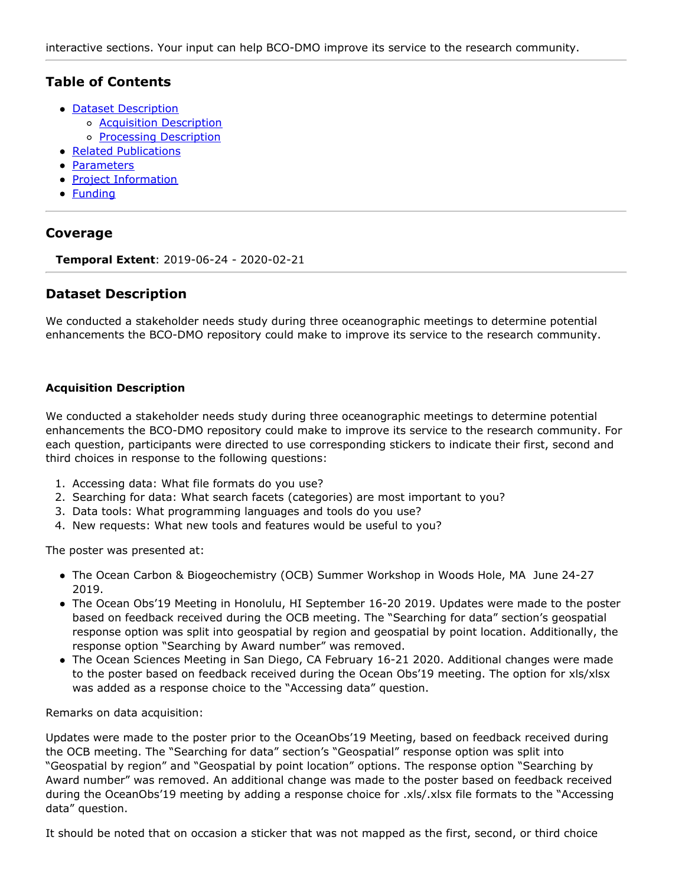interactive sections. Your input can help BCO-DMO improve its service to the research community.

## Table of Contents

- Dataset Description
    - Acquisition Description
    - Processing Description
- Related Publications
- Parameters
- Project Information
- Funding

## Coverage

**Temporal Extent**: 2019-06-24 - 2020-02-21

## Dataset Description

We conducted a stakeholder needs study during three oceanographic meetings to determine potential enhancements the BCO-DMO repository could make to improve its service to the research community.

#### Acquisition Description

We conducted a stakeholder needs study during three oceanographic meetings to determine potential enhancements the BCO-DMO repository could make to improve its service to the research community. For each question, participants were directed to use corresponding stickers to indicate their first, second and third choices in response to the following questions:

1. Accessing data: What file formats do you use?
2. Searching for data: What search facets (categories) are most important to you?
3. Data tools: What programming languages and tools do you use?
4. New requests: What new tools and features would be useful to you?

The poster was presented at:

- The Ocean Carbon & Biogeochemistry (OCB) Summer Workshop in Woods Hole, MA June 24-27 2019.
- The Ocean Obs'19 Meeting in Honolulu, HI September 16-20 2019. Updates were made to the poster based on feedback received during the OCB meeting. The "Searching for data" section's geospatial response option was split into geospatial by region and geospatial by point location. Additionally, the response option "Searching by Award number" was removed.
- The Ocean Sciences Meeting in San Diego, CA February 16-21 2020. Additional changes were made to the poster based on feedback received during the Ocean Obs'19 meeting. The option for xls/xlsx was added as a response choice to the "Accessing data" question.

Remarks on data acquisition:

Updates were made to the poster prior to the OceanObs'19 Meeting, based on feedback received during the OCB meeting. The "Searching for data" section's "Geospatial" response option was split into "Geospatial by region" and "Geospatial by point location" options. The response option "Searching by Award number" was removed. An additional change was made to the poster based on feedback received during the OceanObs'19 meeting by adding a response choice for .xls/.xlsx file formats to the "Accessing data" question.

It should be noted that on occasion a sticker that was not mapped as the first, second, or third choice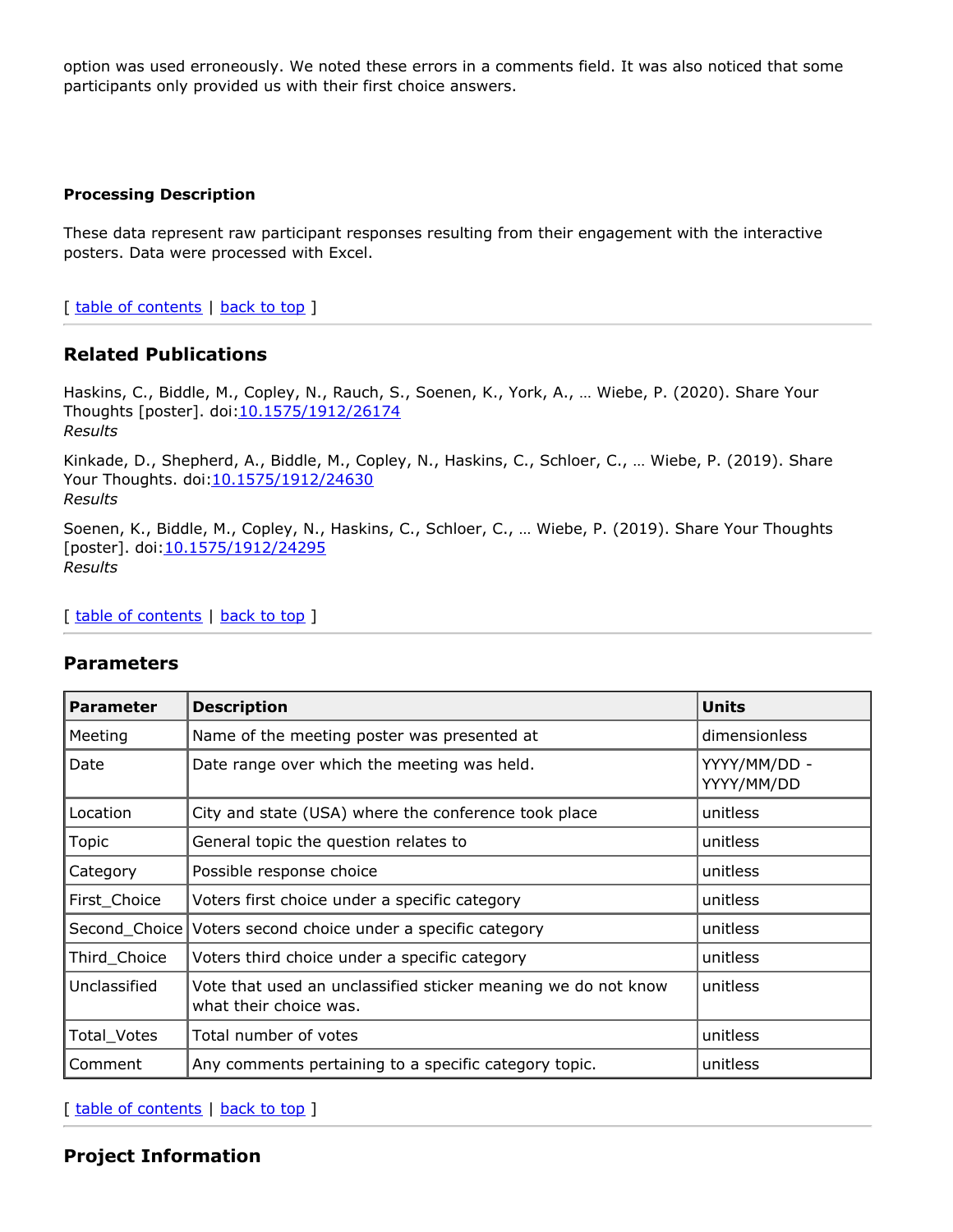option was used erroneously. We noted these errors in a comments field. It was also noticed that some participants only provided us with their first choice answers.

### Processing Description

These data represent raw participant responses resulting from their engagement with the interactive posters. Data were processed with Excel.

[ table of contents | back to top ]

## Related Publications

Haskins, C., Biddle, M., Copley, N., Rauch, S., Soenen, K., York, A., … Wiebe, P. (2020). Share Your Thoughts [poster]. doi:10.1575/1912/26174
*Results*

Kinkade, D., Shepherd, A., Biddle, M., Copley, N., Haskins, C., Schloer, C., … Wiebe, P. (2019). Share Your Thoughts. doi:10.1575/1912/24630
*Results*

Soenen, K., Biddle, M., Copley, N., Haskins, C., Schloer, C., … Wiebe, P. (2019). Share Your Thoughts [poster]. doi:10.1575/1912/24295
*Results*

[ table of contents | back to top ]

## Parameters

| Parameter | Description | Units |
|---|---|---|
| Meeting | Name of the meeting poster was presented at | dimensionless |
| Date | Date range over which the meeting was held. | YYYY/MM/DD - YYYY/MM/DD |
| Location | City and state (USA) where the conference took place | unitless |
| Topic | General topic the question relates to | unitless |
| Category | Possible response choice | unitless |
| First_Choice | Voters first choice under a specific category | unitless |
| Second_Choice | Voters second choice under a specific category | unitless |
| Third_Choice | Voters third choice under a specific category | unitless |
| Unclassified | Vote that used an unclassified sticker meaning we do not know what their choice was. | unitless |
| Total_Votes | Total number of votes | unitless |
| Comment | Any comments pertaining to a specific category topic. | unitless |

[ table of contents | back to top ]

## Project Information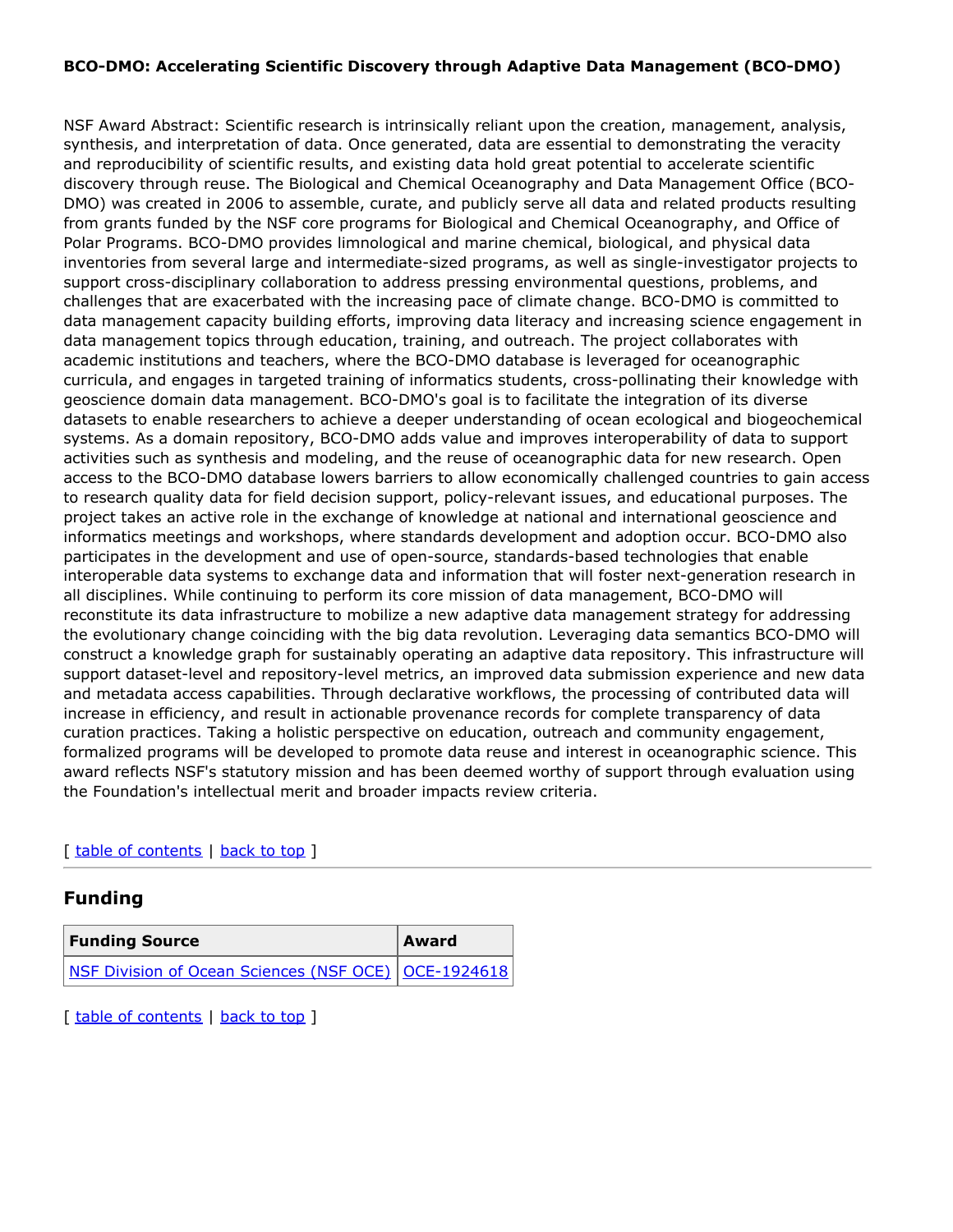**BCO-DMO: Accelerating Scientific Discovery through Adaptive Data Management (BCO-DMO)**

NSF Award Abstract: Scientific research is intrinsically reliant upon the creation, management, analysis, synthesis, and interpretation of data. Once generated, data are essential to demonstrating the veracity and reproducibility of scientific results, and existing data hold great potential to accelerate scientific discovery through reuse. The Biological and Chemical Oceanography and Data Management Office (BCO-DMO) was created in 2006 to assemble, curate, and publicly serve all data and related products resulting from grants funded by the NSF core programs for Biological and Chemical Oceanography, and Office of Polar Programs. BCO-DMO provides limnological and marine chemical, biological, and physical data inventories from several large and intermediate-sized programs, as well as single-investigator projects to support cross-disciplinary collaboration to address pressing environmental questions, problems, and challenges that are exacerbated with the increasing pace of climate change. BCO-DMO is committed to data management capacity building efforts, improving data literacy and increasing science engagement in data management topics through education, training, and outreach. The project collaborates with academic institutions and teachers, where the BCO-DMO database is leveraged for oceanographic curricula, and engages in targeted training of informatics students, cross-pollinating their knowledge with geoscience domain data management. BCO-DMO's goal is to facilitate the integration of its diverse datasets to enable researchers to achieve a deeper understanding of ocean ecological and biogeochemical systems. As a domain repository, BCO-DMO adds value and improves interoperability of data to support activities such as synthesis and modeling, and the reuse of oceanographic data for new research. Open access to the BCO-DMO database lowers barriers to allow economically challenged countries to gain access to research quality data for field decision support, policy-relevant issues, and educational purposes. The project takes an active role in the exchange of knowledge at national and international geoscience and informatics meetings and workshops, where standards development and adoption occur. BCO-DMO also participates in the development and use of open-source, standards-based technologies that enable interoperable data systems to exchange data and information that will foster next-generation research in all disciplines. While continuing to perform its core mission of data management, BCO-DMO will reconstitute its data infrastructure to mobilize a new adaptive data management strategy for addressing the evolutionary change coinciding with the big data revolution. Leveraging data semantics BCO-DMO will construct a knowledge graph for sustainably operating an adaptive data repository. This infrastructure will support dataset-level and repository-level metrics, an improved data submission experience and new data and metadata access capabilities. Through declarative workflows, the processing of contributed data will increase in efficiency, and result in actionable provenance records for complete transparency of data curation practices. Taking a holistic perspective on education, outreach and community engagement, formalized programs will be developed to promote data reuse and interest in oceanographic science. This award reflects NSF's statutory mission and has been deemed worthy of support through evaluation using the Foundation's intellectual merit and broader impacts review criteria.

[ table of contents | back to top ]

## Funding

| Funding Source | Award |
|---|---|
| NSF Division of Ocean Sciences (NSF OCE) | OCE-1924618 |

[ table of contents | back to top ]